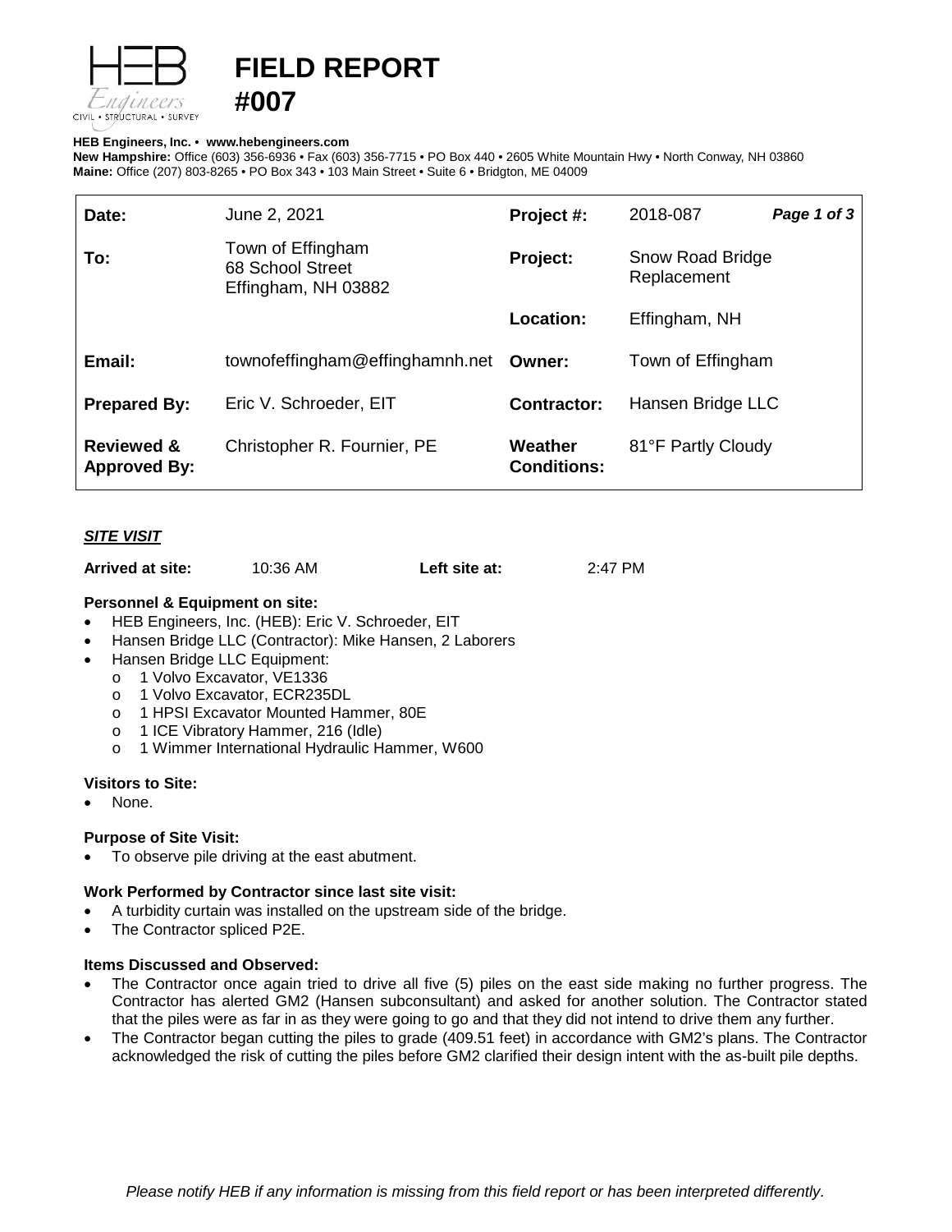# FIELD REPORT #007

**HEB Engineers, Inc.** • **www.hebengineers.com**
**New Hampshire:** Office (603) 356-6936 • Fax (603) 356-7715 • PO Box 440 • 2605 White Mountain Hwy • North Conway, NH 03860
**Maine:** Office (207) 803-8265 • PO Box 343 • 103 Main Street • Suite 6 • Bridgton, ME 04009

| | | | |
|---|---|---|---|
| **Date:** | June 2, 2021 | **Project #:** | 2018-087 |
| **To:** | Town of Effingham<br>68 School Street<br>Effingham, NH 03882 | **Project:** | Snow Road Bridge Replacement |
| | | **Location:** | Effingham, NH |
| **Email:** | townofeffingham@effinghamnh.net | **Owner:** | Town of Effingham |
| **Prepared By:** | Eric V. Schroeder, EIT | **Contractor:** | Hansen Bridge LLC |
| **Reviewed & Approved By:** | Christopher R. Fournier, PE | **Weather Conditions:** | 81°F Partly Cloudy |

## *SITE VISIT*

**Arrived at site:** 10:36 AM **Left site at:** 2:47 PM

### Personnel & Equipment on site:

- HEB Engineers, Inc. (HEB): Eric V. Schroeder, EIT
- Hansen Bridge LLC (Contractor): Mike Hansen, 2 Laborers
- Hansen Bridge LLC Equipment:
  - 1 Volvo Excavator, VE1336
  - 1 Volvo Excavator, ECR235DL
  - 1 HPSI Excavator Mounted Hammer, 80E
  - 1 ICE Vibratory Hammer, 216 (Idle)
  - 1 Wimmer International Hydraulic Hammer, W600

### Visitors to Site:

- None.

### Purpose of Site Visit:

- To observe pile driving at the east abutment.

### Work Performed by Contractor since last site visit:

- A turbidity curtain was installed on the upstream side of the bridge.
- The Contractor spliced P2E.

### Items Discussed and Observed:

- The Contractor once again tried to drive all five (5) piles on the east side making no further progress. The Contractor has alerted GM2 (Hansen subconsultant) and asked for another solution. The Contractor stated that the piles were as far in as they were going to go and that they did not intend to drive them any further.
- The Contractor began cutting the piles to grade (409.51 feet) in accordance with GM2's plans. The Contractor acknowledged the risk of cutting the piles before GM2 clarified their design intent with the as-built pile depths.

*Please notify HEB if any information is missing from this field report or has been interpreted differently.*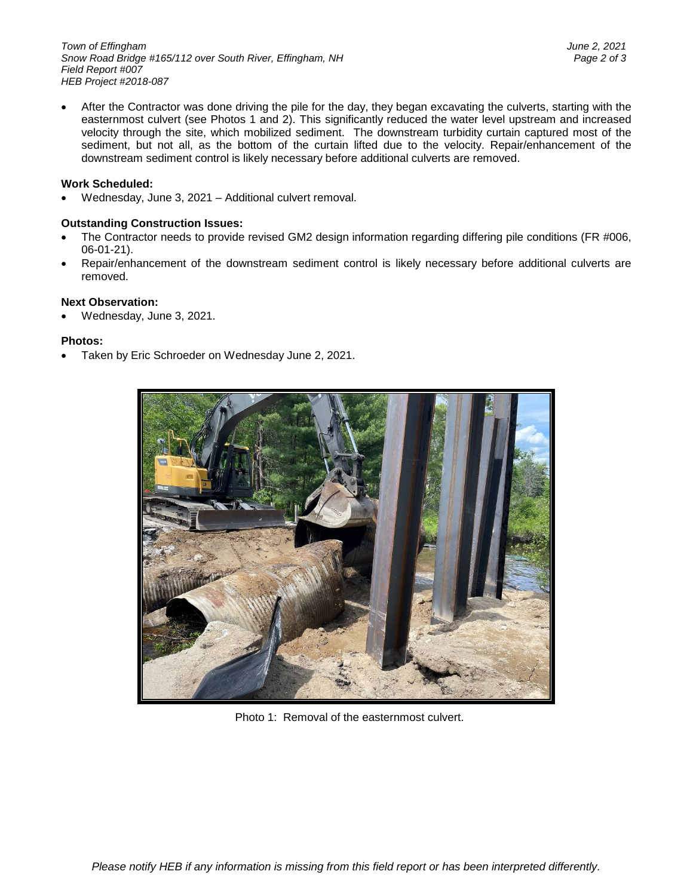- After the Contractor was done driving the pile for the day, they began excavating the culverts, starting with the easternmost culvert (see Photos 1 and 2). This significantly reduced the water level upstream and increased velocity through the site, which mobilized sediment. The downstream turbidity curtain captured most of the sediment, but not all, as the bottom of the curtain lifted due to the velocity. Repair/enhancement of the downstream sediment control is likely necessary before additional culverts are removed.

**Work Scheduled:**

- Wednesday, June 3, 2021 – Additional culvert removal.

**Outstanding Construction Issues:**

- The Contractor needs to provide revised GM2 design information regarding differing pile conditions (FR #006, 06-01-21).
- Repair/enhancement of the downstream sediment control is likely necessary before additional culverts are removed.

**Next Observation:**

- Wednesday, June 3, 2021.

**Photos:**

- Taken by Eric Schroeder on Wednesday June 2, 2021.

Photo 1: Removal of the easternmost culvert.

*Please notify HEB if any information is missing from this field report or has been interpreted differently.*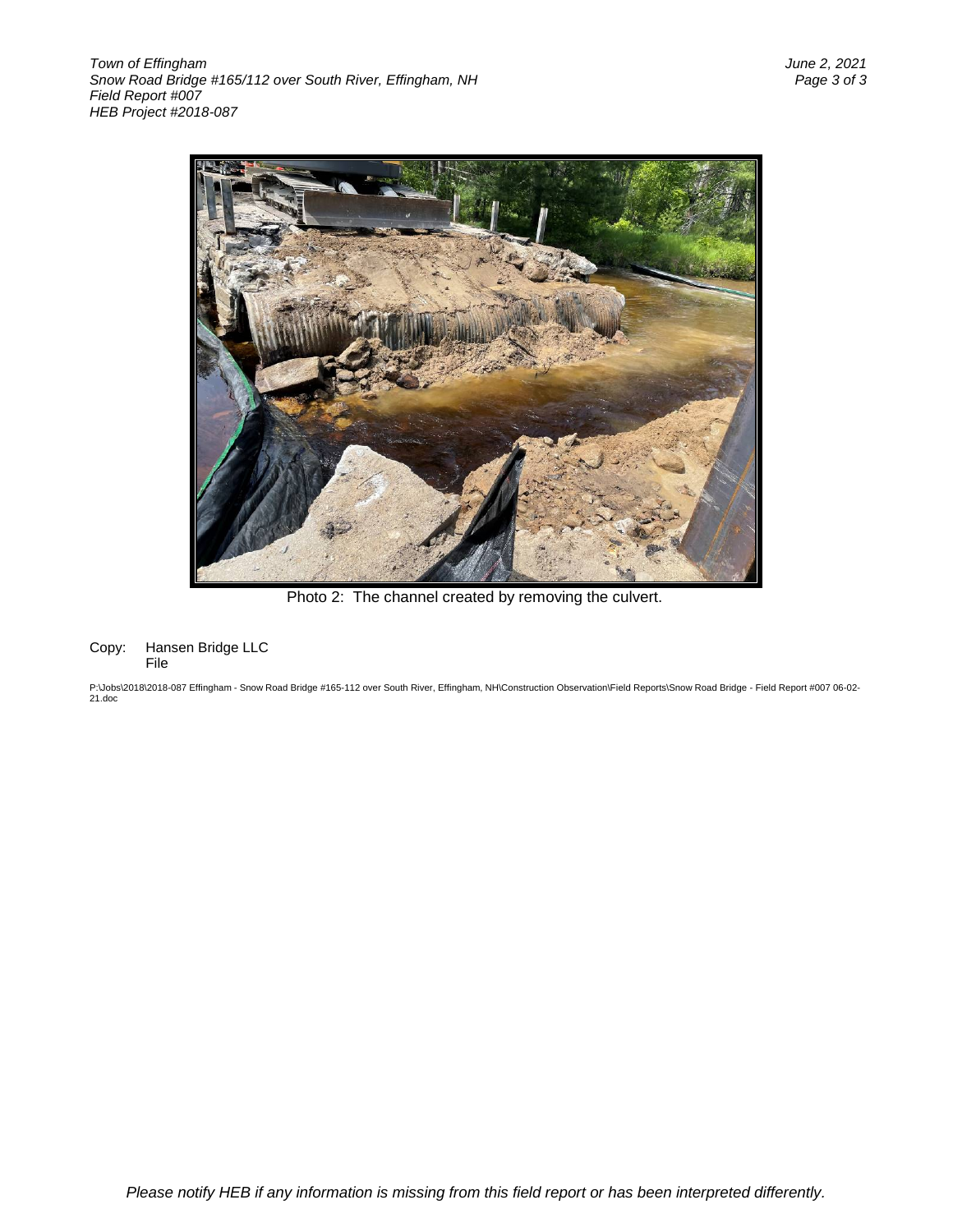Photo 2: The channel created by removing the culvert.

Copy: Hansen Bridge LLC
File

P:\Jobs\2018\2018-087 Effingham - Snow Road Bridge #165-112 over South River, Effingham, NH\Construction Observation\Field Reports\Snow Road Bridge - Field Report #007 06-02-21.doc

*Please notify HEB if any information is missing from this field report or has been interpreted differently.*